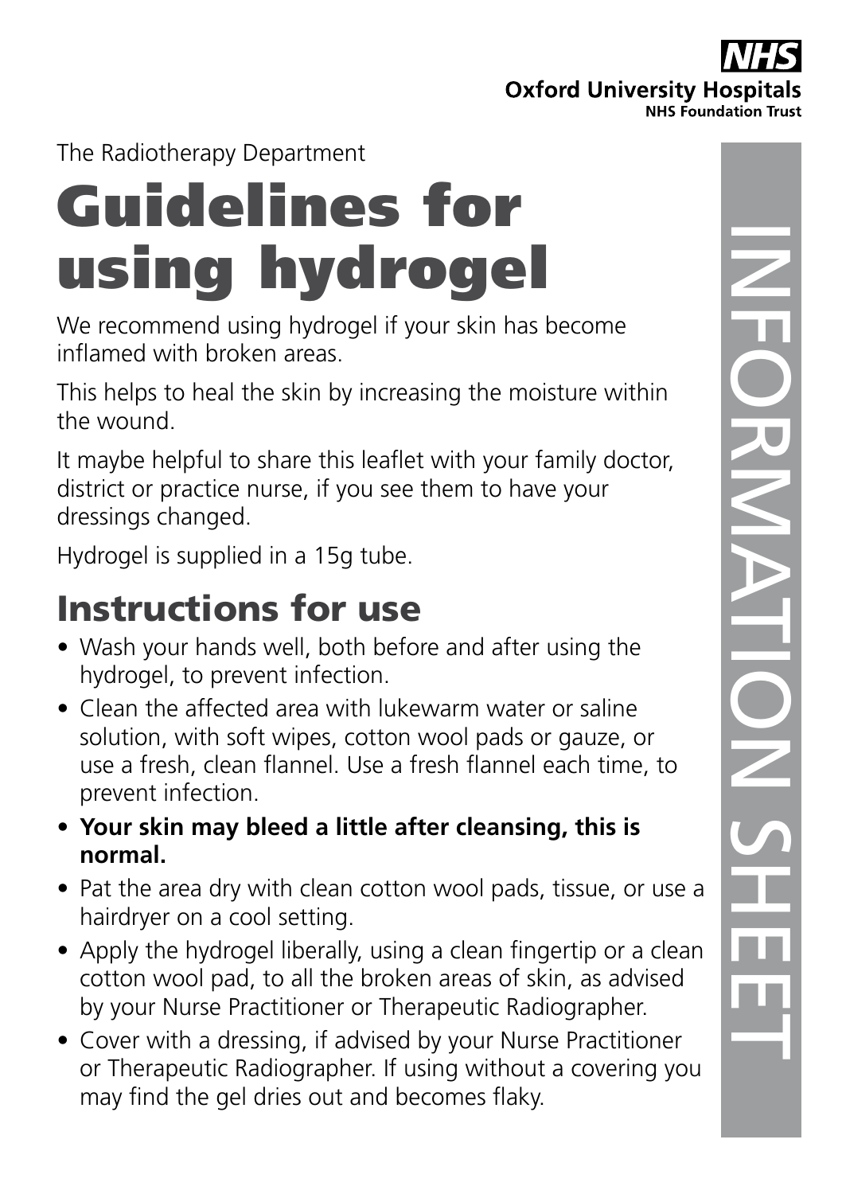NHS
Oxford University Hospitals
NHS Foundation Trust

The Radiotherapy Department

# Guidelines for using hydrogel

INFORMATION SHEET

We recommend using hydrogel if your skin has become inflamed with broken areas.

This helps to heal the skin by increasing the moisture within the wound.

It maybe helpful to share this leaflet with your family doctor, district or practice nurse, if you see them to have your dressings changed.

Hydrogel is supplied in a 15g tube.

## Instructions for use

- Wash your hands well, both before and after using the hydrogel, to prevent infection.
- Clean the affected area with lukewarm water or saline solution, with soft wipes, cotton wool pads or gauze, or use a fresh, clean flannel. Use a fresh flannel each time, to prevent infection.
- **Your skin may bleed a little after cleansing, this is normal.**
- Pat the area dry with clean cotton wool pads, tissue, or use a hairdryer on a cool setting.
- Apply the hydrogel liberally, using a clean fingertip or a clean cotton wool pad, to all the broken areas of skin, as advised by your Nurse Practitioner or Therapeutic Radiographer.
- Cover with a dressing, if advised by your Nurse Practitioner or Therapeutic Radiographer. If using without a covering you may find the gel dries out and becomes flaky.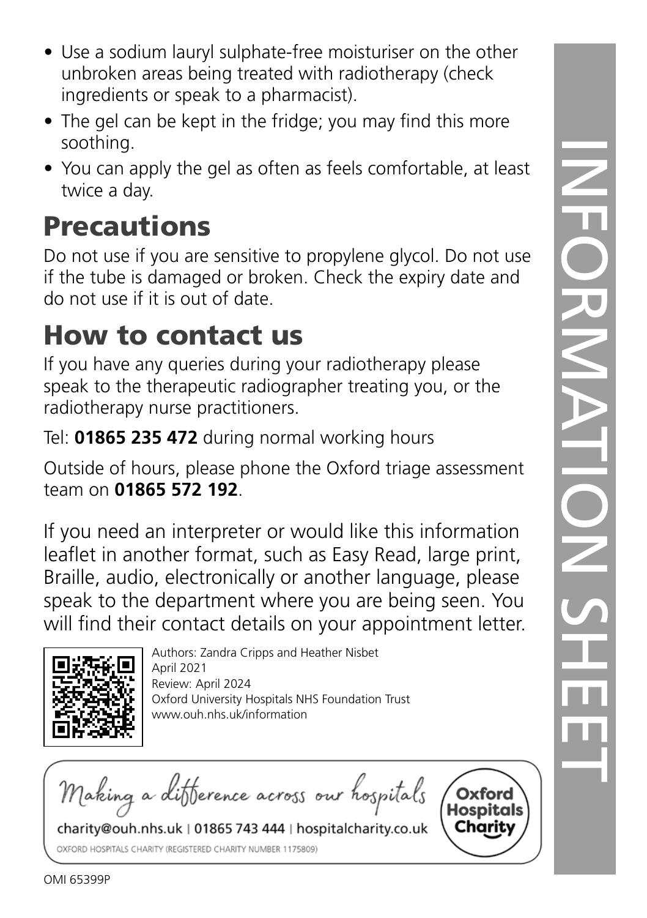- Use a sodium lauryl sulphate-free moisturiser on the other unbroken areas being treated with radiotherapy (check ingredients or speak to a pharmacist).
- The gel can be kept in the fridge; you may find this more soothing.
- You can apply the gel as often as feels comfortable, at least twice a day.

## Precautions

Do not use if you are sensitive to propylene glycol. Do not use if the tube is damaged or broken. Check the expiry date and do not use if it is out of date.

## How to contact us

If you have any queries during your radiotherapy please speak to the therapeutic radiographer treating you, or the radiotherapy nurse practitioners.

Tel: **01865 235 472** during normal working hours

Outside of hours, please phone the Oxford triage assessment team on **01865 572 192**.

If you need an interpreter or would like this information leaflet in another format, such as Easy Read, large print, Braille, audio, electronically or another language, please speak to the department where you are being seen. You will find their contact details on your appointment letter.

Authors: Zandra Cripps and Heather Nisbet
April 2021
Review: April 2024
Oxford University Hospitals NHS Foundation Trust
www.ouh.nhs.uk/information

Making a difference across our hospitals

charity@ouh.nhs.uk | 01865 743 444 | hospitalcharity.co.uk

Oxford Hospitals Charity

OXFORD HOSPITALS CHARITY (REGISTERED CHARITY NUMBER 1175809)

INFORMATION SHEET

OMI 65399P